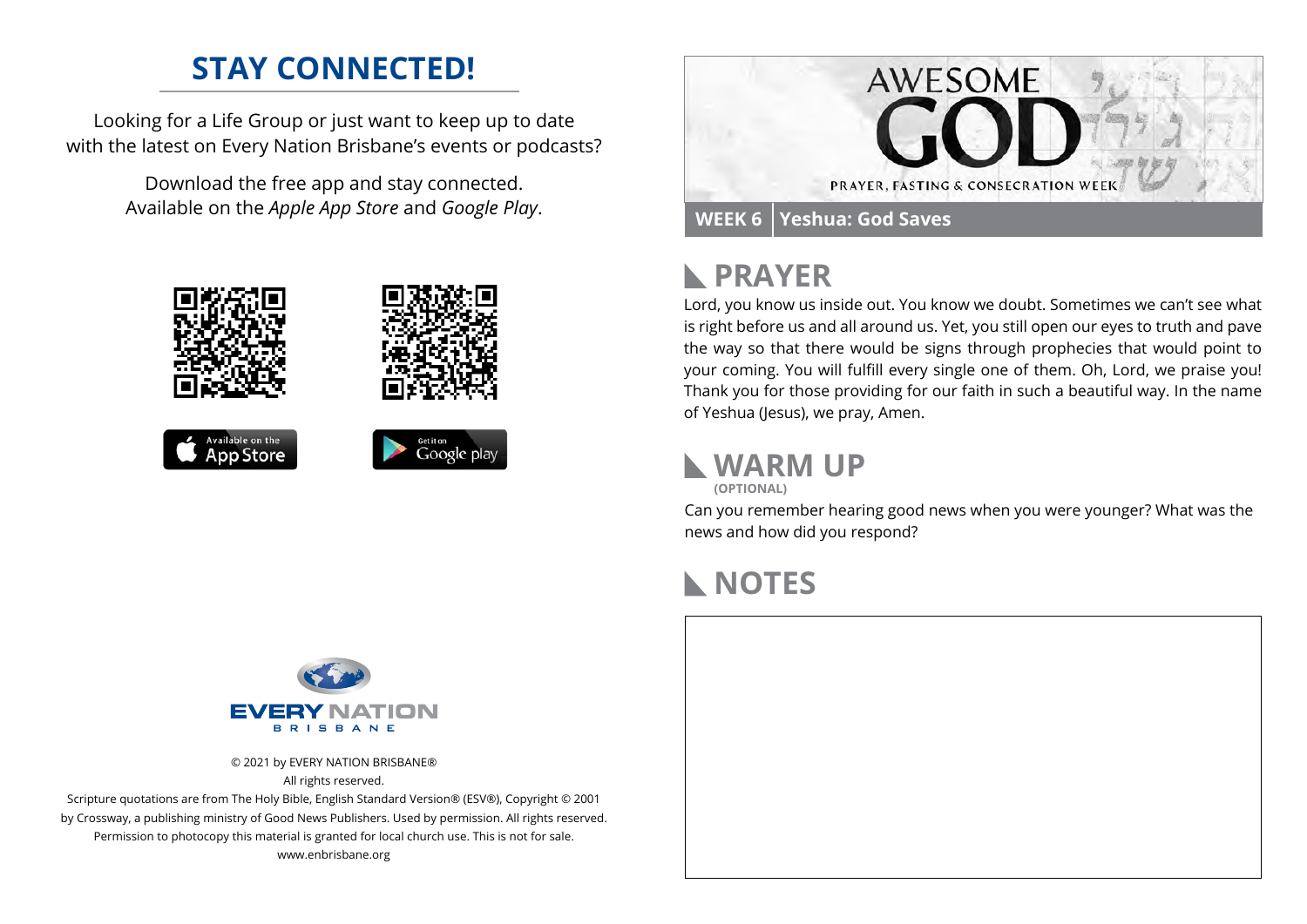## STAY CONNECTED!

Looking for a Life Group or just want to keep up to date with the latest on Every Nation Brisbane's events or podcasts?

Download the free app and stay connected. Available on the *Apple App Store* and *Google Play*.

© 2021 by EVERY NATION BRISBANE®
All rights reserved.
Scripture quotations are from The Holy Bible, English Standard Version® (ESV®), Copyright © 2001 by Crossway, a publishing ministry of Good News Publishers. Used by permission. All rights reserved.
Permission to photocopy this material is granted for local church use. This is not for sale.
www.enbrisbane.org

# AWESOME GOD

PRAYER, FASTING & CONSECRATION WEEK

**WEEK 6** | **Yeshua: God Saves**

## PRAYER

Lord, you know us inside out. You know we doubt. Sometimes we can't see what is right before us and all around us. Yet, you still open our eyes to truth and pave the way so that there would be signs through prophecies that would point to your coming. You will fulfill every single one of them. Oh, Lord, we praise you! Thank you for those providing for our faith in such a beautiful way. In the name of Yeshua (Jesus), we pray, Amen.

## WARM UP

**(OPTIONAL)**

Can you remember hearing good news when you were younger? What was the news and how did you respond?

## NOTES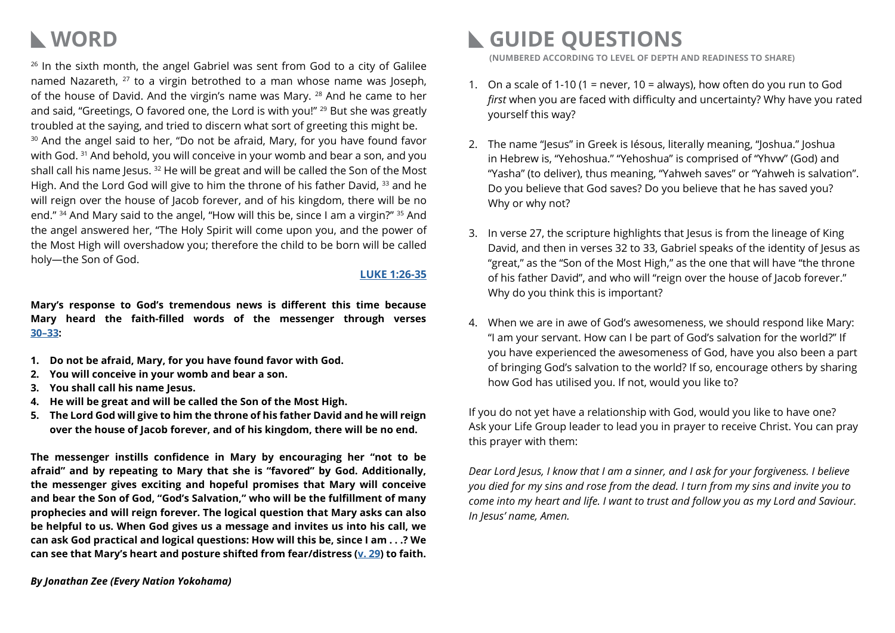# WORD

[26] In the sixth month, the angel Gabriel was sent from God to a city of Galilee named Nazareth, [27] to a virgin betrothed to a man whose name was Joseph, of the house of David. And the virgin's name was Mary. [28] And he came to her and said, "Greetings, O favored one, the Lord is with you!" [29] But she was greatly troubled at the saying, and tried to discern what sort of greeting this might be. [30] And the angel said to her, "Do not be afraid, Mary, for you have found favor with God. [31] And behold, you will conceive in your womb and bear a son, and you shall call his name Jesus. [32] He will be great and will be called the Son of the Most High. And the Lord God will give to him the throne of his father David, [33] and he will reign over the house of Jacob forever, and of his kingdom, there will be no end." [34] And Mary said to the angel, "How will this be, since I am a virgin?" [35] And the angel answered her, "The Holy Spirit will come upon you, and the power of the Most High will overshadow you; therefore the child to be born will be called holy—the Son of God.

LUKE 1:26-35

**Mary's response to God's tremendous news is different this time because Mary heard the faith-filled words of the messenger through verses 30–33:**

1. **Do not be afraid, Mary, for you have found favor with God.**
2. **You will conceive in your womb and bear a son.**
3. **You shall call his name Jesus.**
4. **He will be great and will be called the Son of the Most High.**
5. **The Lord God will give to him the throne of his father David and he will reign over the house of Jacob forever, and of his kingdom, there will be no end.**

**The messenger instills confidence in Mary by encouraging her "not to be afraid" and by repeating to Mary that she is "favored" by God. Additionally, the messenger gives exciting and hopeful promises that Mary will conceive and bear the Son of God, "God's Salvation," who will be the fulfillment of many prophecies and will reign forever. The logical question that Mary asks can also be helpful to us. When God gives us a message and invites us into his call, we can ask God practical and logical questions: How will this be, since I am . . .? We can see that Mary's heart and posture shifted from fear/distress (v. 29) to faith.**

***By Jonathan Zee (Every Nation Yokohama)***

# GUIDE QUESTIONS

**(NUMBERED ACCORDING TO LEVEL OF DEPTH AND READINESS TO SHARE)**

1. On a scale of 1-10 (1 = never, 10 = always), how often do you run to God *first* when you are faced with difficulty and uncertainty? Why have you rated yourself this way?
2. The name "Jesus" in Greek is Iésous, literally meaning, "Joshua." Joshua in Hebrew is, "Yehoshua." "Yehoshua" is comprised of "Yhvw" (God) and "Yasha" (to deliver), thus meaning, "Yahweh saves" or "Yahweh is salvation". Do you believe that God saves? Do you believe that he has saved you? Why or why not?
3. In verse 27, the scripture highlights that Jesus is from the lineage of King David, and then in verses 32 to 33, Gabriel speaks of the identity of Jesus as "great," as the "Son of the Most High," as the one that will have "the throne of his father David", and who will "reign over the house of Jacob forever." Why do you think this is important?
4. When we are in awe of God's awesomeness, we should respond like Mary: "I am your servant. How can I be part of God's salvation for the world?" If you have experienced the awesomeness of God, have you also been a part of bringing God's salvation to the world? If so, encourage others by sharing how God has utilised you. If not, would you like to?

If you do not yet have a relationship with God, would you like to have one? Ask your Life Group leader to lead you in prayer to receive Christ. You can pray this prayer with them:

*Dear Lord Jesus, I know that I am a sinner, and I ask for your forgiveness. I believe you died for my sins and rose from the dead. I turn from my sins and invite you to come into my heart and life. I want to trust and follow you as my Lord and Saviour. In Jesus' name, Amen.*